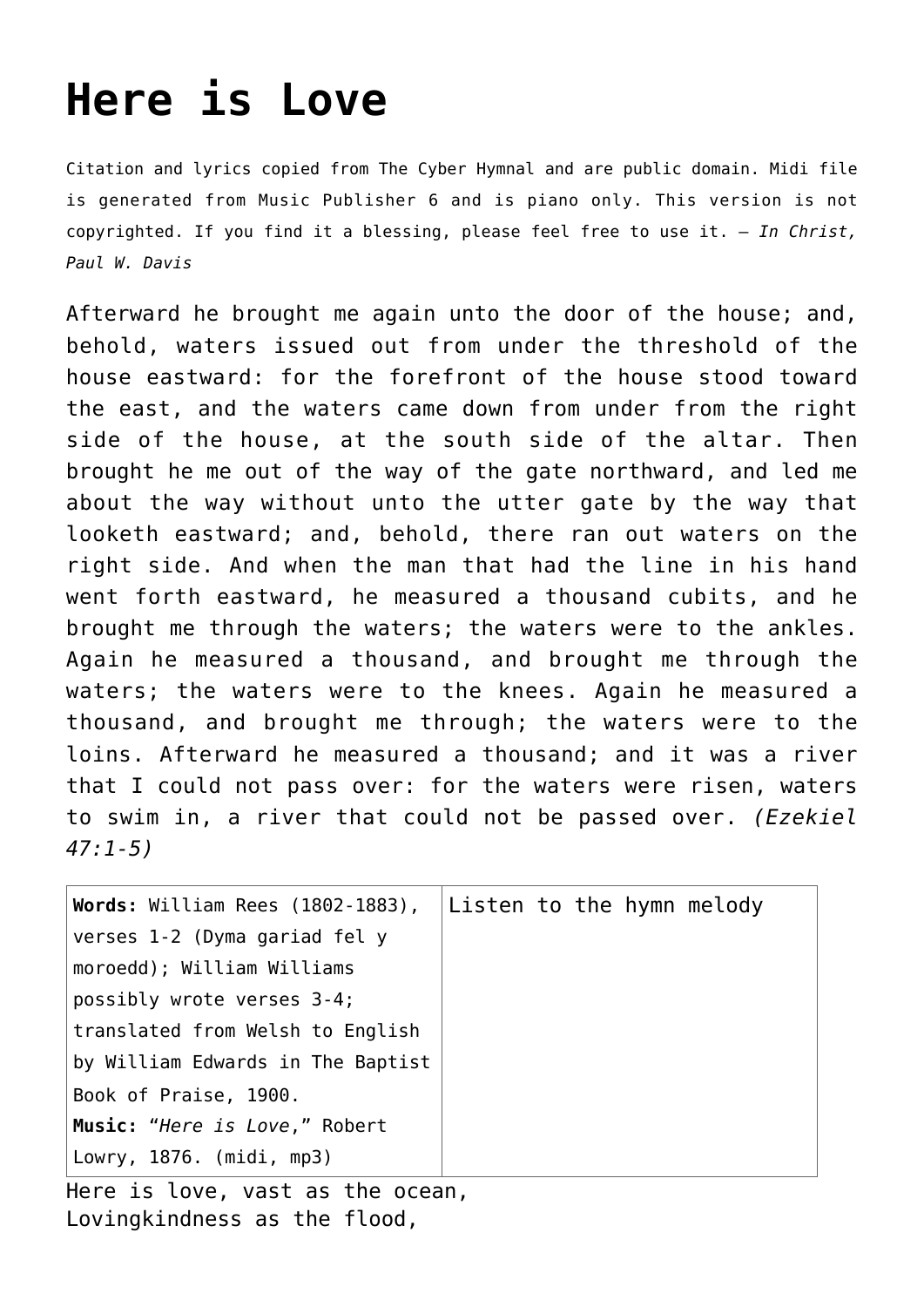# Here is Love

Citation and lyrics copied from The Cyber Hymnal and are public domain. Midi file is generated from Music Publisher 6 and is piano only. This version is not copyrighted. If you find it a blessing, please feel free to use it. – *In Christ, Paul W. Davis*

Afterward he brought me again unto the door of the house; and, behold, waters issued out from under the threshold of the house eastward: for the forefront of the house stood toward the east, and the waters came down from under from the right side of the house, at the south side of the altar. Then brought he me out of the way of the gate northward, and led me about the way without unto the utter gate by the way that looketh eastward; and, behold, there ran out waters on the right side. And when the man that had the line in his hand went forth eastward, he measured a thousand cubits, and he brought me through the waters; the waters were to the ankles. Again he measured a thousand, and brought me through the waters; the waters were to the knees. Again he measured a thousand, and brought me through; the waters were to the loins. Afterward he measured a thousand; and it was a river that I could not pass over: for the waters were risen, waters to swim in, a river that could not be passed over. *(Ezekiel 47:1-5)*

| **Words:** William Rees (1802-1883), verses 1-2 (Dyma gariad fel y moroedd); William Williams possibly wrote verses 3-4; translated from Welsh to English by William Edwards in The Baptist Book of Praise, 1900. **Music:** "*Here is Love*," Robert Lowry, 1876. (midi, mp3) | Listen to the hymn melody |
|---|---|

Here is love, vast as the ocean,
Lovingkindness as the flood,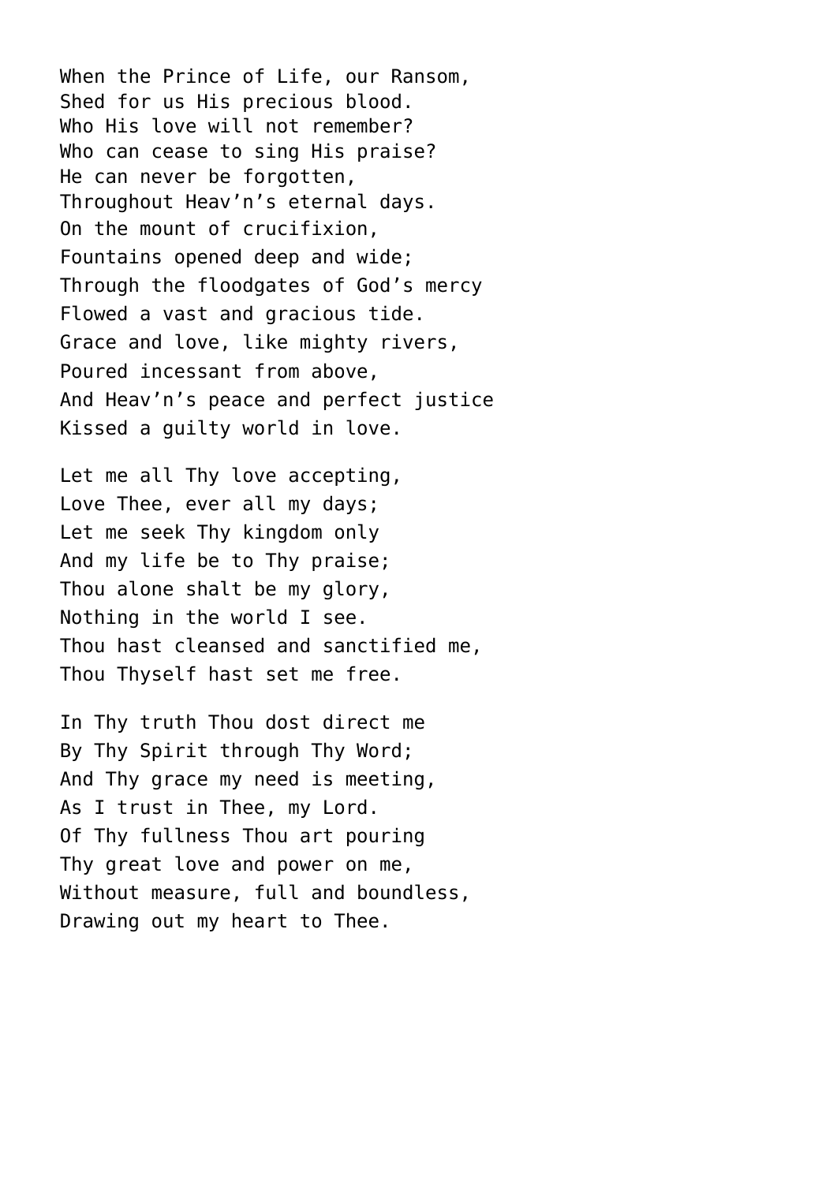When the Prince of Life, our Ransom,
Shed for us His precious blood.
Who His love will not remember?
Who can cease to sing His praise?
He can never be forgotten,
Throughout Heav'n's eternal days.
On the mount of crucifixion,
Fountains opened deep and wide;
Through the floodgates of God's mercy
Flowed a vast and gracious tide.
Grace and love, like mighty rivers,
Poured incessant from above,
And Heav'n's peace and perfect justice
Kissed a guilty world in love.

Let me all Thy love accepting,
Love Thee, ever all my days;
Let me seek Thy kingdom only
And my life be to Thy praise;
Thou alone shalt be my glory,
Nothing in the world I see.
Thou hast cleansed and sanctified me,
Thou Thyself hast set me free.

In Thy truth Thou dost direct me
By Thy Spirit through Thy Word;
And Thy grace my need is meeting,
As I trust in Thee, my Lord.
Of Thy fullness Thou art pouring
Thy great love and power on me,
Without measure, full and boundless,
Drawing out my heart to Thee.